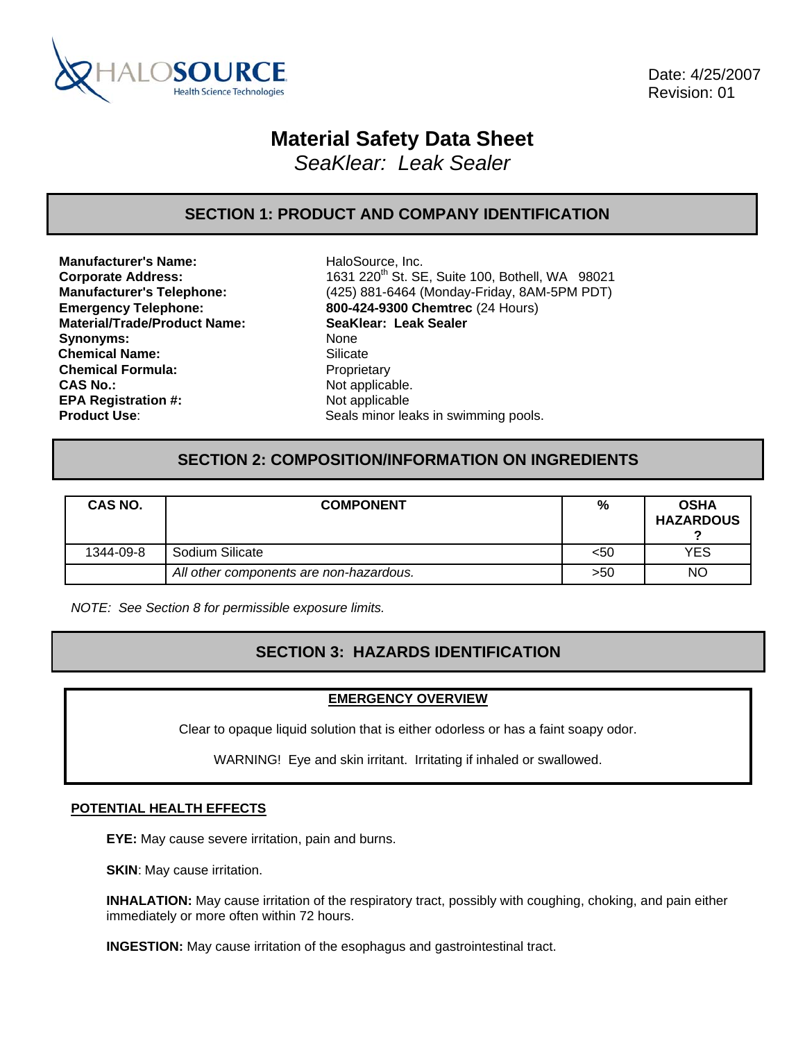HALOSOURCE
Health Science Technologies

Date: 4/25/2007
Revision: 01

# Material Safety Data Sheet

*SeaKlear: Leak Sealer*

## SECTION 1: PRODUCT AND COMPANY IDENTIFICATION

**Manufacturer's Name:** HaloSource, Inc.
**Corporate Address:** 1631 220th St. SE, Suite 100, Bothell, WA 98021
**Manufacturer's Telephone:** (425) 881-6464 (Monday-Friday, 8AM-5PM PDT)
**Emergency Telephone:** **800-424-9300 Chemtrec** (24 Hours)
**Material/Trade/Product Name:** **SeaKlear: Leak Sealer**
**Synonyms:** None
**Chemical Name:** Silicate
**Chemical Formula:** Proprietary
**CAS No.:** Not applicable.
**EPA Registration #:** Not applicable
**Product Use**: Seals minor leaks in swimming pools.

## SECTION 2: COMPOSITION/INFORMATION ON INGREDIENTS

| CAS NO. | COMPONENT | % | OSHA HAZARDOUS ? |
|---|---|---|---|
| 1344-09-8 | Sodium Silicate | <50 | YES |
| | *All other components are non-hazardous.* | >50 | NO |

*NOTE: See Section 8 for permissible exposure limits.*

## SECTION 3: HAZARDS IDENTIFICATION

**EMERGENCY OVERVIEW**

Clear to opaque liquid solution that is either odorless or has a faint soapy odor.

WARNING! Eye and skin irritant. Irritating if inhaled or swallowed.

**POTENTIAL HEALTH EFFECTS**

**EYE:** May cause severe irritation, pain and burns.

**SKIN**: May cause irritation.

**INHALATION:** May cause irritation of the respiratory tract, possibly with coughing, choking, and pain either immediately or more often within 72 hours.

**INGESTION:** May cause irritation of the esophagus and gastrointestinal tract.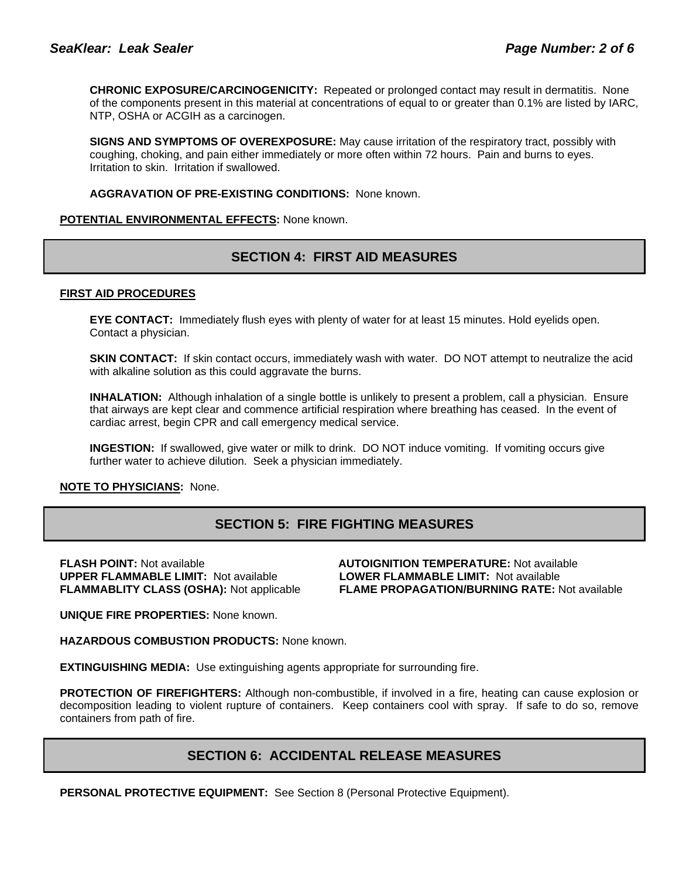**CHRONIC EXPOSURE/CARCINOGENICITY:** Repeated or prolonged contact may result in dermatitis. None of the components present in this material at concentrations of equal to or greater than 0.1% are listed by IARC, NTP, OSHA or ACGIH as a carcinogen.

**SIGNS AND SYMPTOMS OF OVEREXPOSURE:** May cause irritation of the respiratory tract, possibly with coughing, choking, and pain either immediately or more often within 72 hours. Pain and burns to eyes. Irritation to skin. Irritation if swallowed.

**AGGRAVATION OF PRE-EXISTING CONDITIONS:** None known.

**POTENTIAL ENVIRONMENTAL EFFECTS:** None known.

## SECTION 4: FIRST AID MEASURES

**FIRST AID PROCEDURES**

**EYE CONTACT:** Immediately flush eyes with plenty of water for at least 15 minutes. Hold eyelids open. Contact a physician.

**SKIN CONTACT:** If skin contact occurs, immediately wash with water. DO NOT attempt to neutralize the acid with alkaline solution as this could aggravate the burns.

**INHALATION:** Although inhalation of a single bottle is unlikely to present a problem, call a physician. Ensure that airways are kept clear and commence artificial respiration where breathing has ceased. In the event of cardiac arrest, begin CPR and call emergency medical service.

**INGESTION:** If swallowed, give water or milk to drink. DO NOT induce vomiting. If vomiting occurs give further water to achieve dilution. Seek a physician immediately.

**NOTE TO PHYSICIANS:** None.

## SECTION 5: FIRE FIGHTING MEASURES

**FLASH POINT:** Not available

**AUTOIGNITION TEMPERATURE:** Not available

**UPPER FLAMMABLE LIMIT:** Not available

**LOWER FLAMMABLE LIMIT:** Not available

**FLAMMABLITY CLASS (OSHA):** Not applicable

**FLAME PROPAGATION/BURNING RATE:** Not available

**UNIQUE FIRE PROPERTIES:** None known.

**HAZARDOUS COMBUSTION PRODUCTS:** None known.

**EXTINGUISHING MEDIA:** Use extinguishing agents appropriate for surrounding fire.

**PROTECTION OF FIREFIGHTERS:** Although non-combustible, if involved in a fire, heating can cause explosion or decomposition leading to violent rupture of containers. Keep containers cool with spray. If safe to do so, remove containers from path of fire.

## SECTION 6: ACCIDENTAL RELEASE MEASURES

**PERSONAL PROTECTIVE EQUIPMENT:** See Section 8 (Personal Protective Equipment).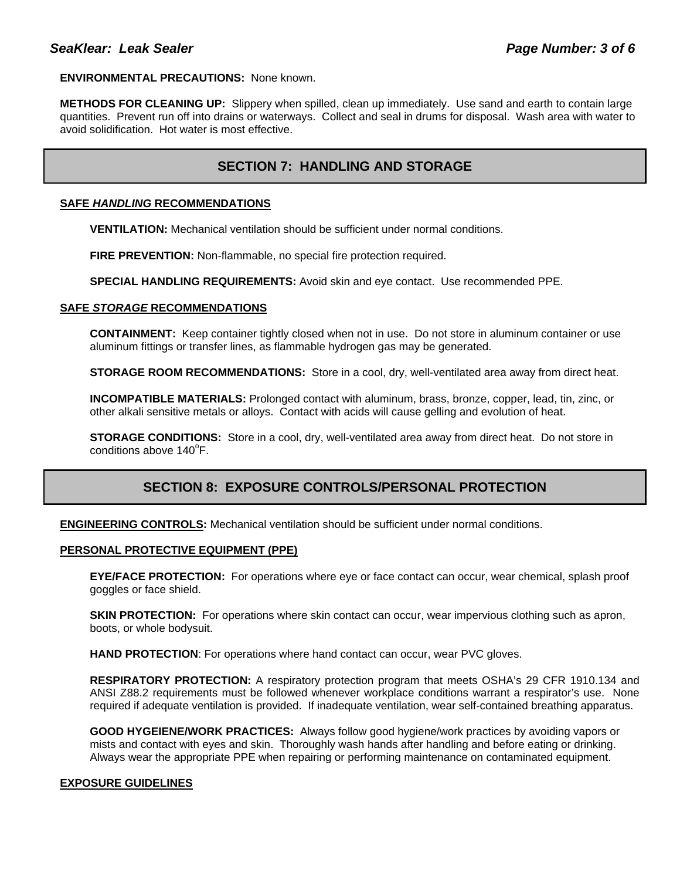**ENVIRONMENTAL PRECAUTIONS:** None known.

**METHODS FOR CLEANING UP:** Slippery when spilled, clean up immediately. Use sand and earth to contain large quantities. Prevent run off into drains or waterways. Collect and seal in drums for disposal. Wash area with water to avoid solidification. Hot water is most effective.

## SECTION 7: HANDLING AND STORAGE

**SAFE *HANDLING* RECOMMENDATIONS**

**VENTILATION:** Mechanical ventilation should be sufficient under normal conditions.

**FIRE PREVENTION:** Non-flammable, no special fire protection required.

**SPECIAL HANDLING REQUIREMENTS:** Avoid skin and eye contact. Use recommended PPE.

**SAFE *STORAGE* RECOMMENDATIONS**

**CONTAINMENT:** Keep container tightly closed when not in use. Do not store in aluminum container or use aluminum fittings or transfer lines, as flammable hydrogen gas may be generated.

**STORAGE ROOM RECOMMENDATIONS:** Store in a cool, dry, well-ventilated area away from direct heat.

**INCOMPATIBLE MATERIALS:** Prolonged contact with aluminum, brass, bronze, copper, lead, tin, zinc, or other alkali sensitive metals or alloys. Contact with acids will cause gelling and evolution of heat.

**STORAGE CONDITIONS:** Store in a cool, dry, well-ventilated area away from direct heat. Do not store in conditions above 140°F.

## SECTION 8: EXPOSURE CONTROLS/PERSONAL PROTECTION

**ENGINEERING CONTROLS:** Mechanical ventilation should be sufficient under normal conditions.

**PERSONAL PROTECTIVE EQUIPMENT (PPE)**

**EYE/FACE PROTECTION:** For operations where eye or face contact can occur, wear chemical, splash proof goggles or face shield.

**SKIN PROTECTION:** For operations where skin contact can occur, wear impervious clothing such as apron, boots, or whole bodysuit.

**HAND PROTECTION**: For operations where hand contact can occur, wear PVC gloves.

**RESPIRATORY PROTECTION:** A respiratory protection program that meets OSHA's 29 CFR 1910.134 and ANSI Z88.2 requirements must be followed whenever workplace conditions warrant a respirator's use. None required if adequate ventilation is provided. If inadequate ventilation, wear self-contained breathing apparatus.

**GOOD HYGEIENE/WORK PRACTICES:** Always follow good hygiene/work practices by avoiding vapors or mists and contact with eyes and skin. Thoroughly wash hands after handling and before eating or drinking. Always wear the appropriate PPE when repairing or performing maintenance on contaminated equipment.

**EXPOSURE GUIDELINES**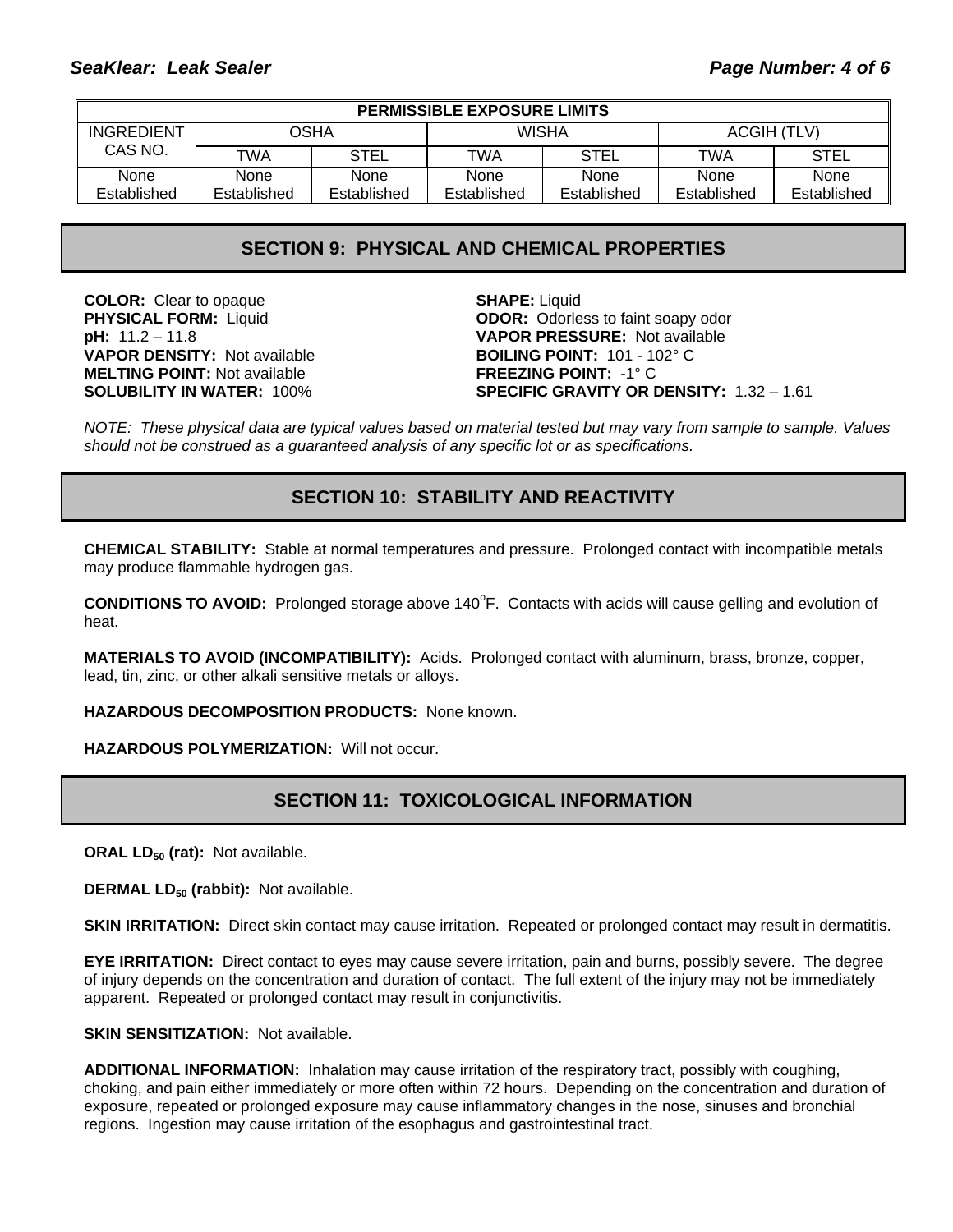| PERMISSIBLE EXPOSURE LIMITS | | | | | | |
|---|---|---|---|---|---|---|
| INGREDIENT CAS NO. | OSHA | | WISHA | | ACGIH (TLV) | |
| | TWA | STEL | TWA | STEL | TWA | STEL |
| None Established | None Established | None Established | None Established | None Established | None Established | None Established |

## SECTION 9: PHYSICAL AND CHEMICAL PROPERTIES

**COLOR:** Clear to opaque
**PHYSICAL FORM:** Liquid
**pH:** 11.2 – 11.8
**VAPOR DENSITY:** Not available
**MELTING POINT:** Not available
**SOLUBILITY IN WATER:** 100%
**SHAPE:** Liquid
**ODOR:** Odorless to faint soapy odor
**VAPOR PRESSURE:** Not available
**BOILING POINT:** 101 - 102° C
**FREEZING POINT:** -1° C
**SPECIFIC GRAVITY OR DENSITY:** 1.32 – 1.61

*NOTE: These physical data are typical values based on material tested but may vary from sample to sample. Values should not be construed as a guaranteed analysis of any specific lot or as specifications.*

## SECTION 10: STABILITY AND REACTIVITY

**CHEMICAL STABILITY:** Stable at normal temperatures and pressure. Prolonged contact with incompatible metals may produce flammable hydrogen gas.

**CONDITIONS TO AVOID:** Prolonged storage above 140°F. Contacts with acids will cause gelling and evolution of heat.

**MATERIALS TO AVOID (INCOMPATIBILITY):** Acids. Prolonged contact with aluminum, brass, bronze, copper, lead, tin, zinc, or other alkali sensitive metals or alloys.

**HAZARDOUS DECOMPOSITION PRODUCTS:** None known.

**HAZARDOUS POLYMERIZATION:** Will not occur.

## SECTION 11: TOXICOLOGICAL INFORMATION

**ORAL $LD_{50}$ (rat):** Not available.

**DERMAL $LD_{50}$ (rabbit):** Not available.

**SKIN IRRITATION:** Direct skin contact may cause irritation. Repeated or prolonged contact may result in dermatitis.

**EYE IRRITATION:** Direct contact to eyes may cause severe irritation, pain and burns, possibly severe. The degree of injury depends on the concentration and duration of contact. The full extent of the injury may not be immediately apparent. Repeated or prolonged contact may result in conjunctivitis.

**SKIN SENSITIZATION:** Not available.

**ADDITIONAL INFORMATION:** Inhalation may cause irritation of the respiratory tract, possibly with coughing, choking, and pain either immediately or more often within 72 hours. Depending on the concentration and duration of exposure, repeated or prolonged exposure may cause inflammatory changes in the nose, sinuses and bronchial regions. Ingestion may cause irritation of the esophagus and gastrointestinal tract.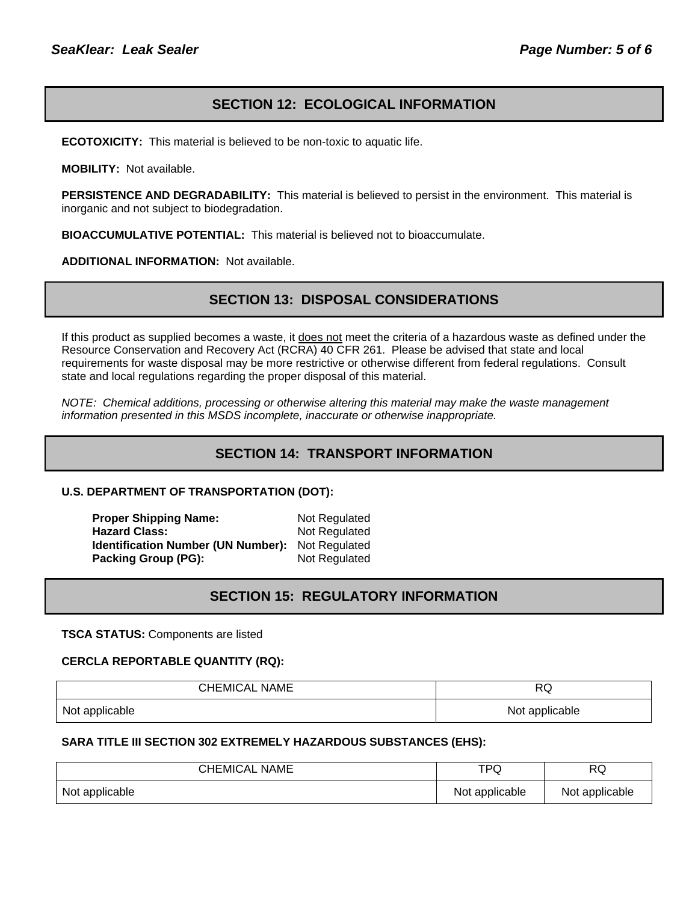## SECTION 12: ECOLOGICAL INFORMATION

**ECOTOXICITY:** This material is believed to be non-toxic to aquatic life.

**MOBILITY:** Not available.

**PERSISTENCE AND DEGRADABILITY:** This material is believed to persist in the environment. This material is inorganic and not subject to biodegradation.

**BIOACCUMULATIVE POTENTIAL:** This material is believed not to bioaccumulate.

**ADDITIONAL INFORMATION:** Not available.

## SECTION 13: DISPOSAL CONSIDERATIONS

If this product as supplied becomes a waste, it <u>does not</u> meet the criteria of a hazardous waste as defined under the Resource Conservation and Recovery Act (RCRA) 40 CFR 261. Please be advised that state and local requirements for waste disposal may be more restrictive or otherwise different from federal regulations. Consult state and local regulations regarding the proper disposal of this material.

*NOTE: Chemical additions, processing or otherwise altering this material may make the waste management information presented in this MSDS incomplete, inaccurate or otherwise inappropriate.*

## SECTION 14: TRANSPORT INFORMATION

**U.S. DEPARTMENT OF TRANSPORTATION (DOT):**

| | |
|---|---|
| **Proper Shipping Name:** | Not Regulated |
| **Hazard Class:** | Not Regulated |
| **Identification Number (UN Number):** | Not Regulated |
| **Packing Group (PG):** | Not Regulated |

## SECTION 15: REGULATORY INFORMATION

**TSCA STATUS:** Components are listed

**CERCLA REPORTABLE QUANTITY (RQ):**

| CHEMICAL NAME | RQ |
|---|---|
| Not applicable | Not applicable |

**SARA TITLE III SECTION 302 EXTREMELY HAZARDOUS SUBSTANCES (EHS):**

| CHEMICAL NAME | TPQ | RQ |
|---|---|---|
| Not applicable | Not applicable | Not applicable |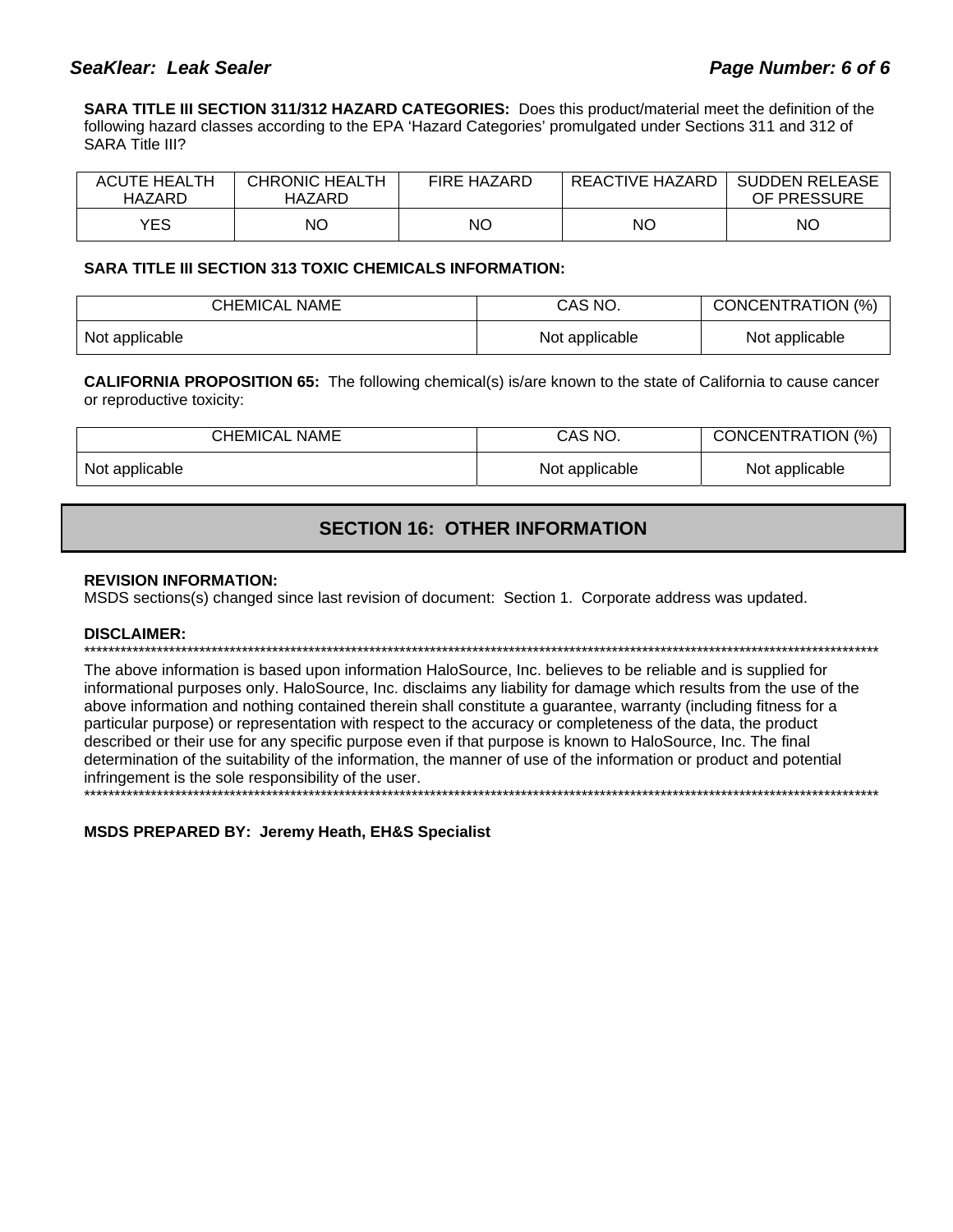**SARA TITLE III SECTION 311/312 HAZARD CATEGORIES:** Does this product/material meet the definition of the following hazard classes according to the EPA 'Hazard Categories' promulgated under Sections 311 and 312 of SARA Title III?

| ACUTE HEALTH HAZARD | CHRONIC HEALTH HAZARD | FIRE HAZARD | REACTIVE HAZARD | SUDDEN RELEASE OF PRESSURE |
|---|---|---|---|---|
| YES | NO | NO | NO | NO |

**SARA TITLE III SECTION 313 TOXIC CHEMICALS INFORMATION:**

| CHEMICAL NAME | CAS NO. | CONCENTRATION (%) |
|---|---|---|
| Not applicable | Not applicable | Not applicable |

**CALIFORNIA PROPOSITION 65:** The following chemical(s) is/are known to the state of California to cause cancer or reproductive toxicity:

| CHEMICAL NAME | CAS NO. | CONCENTRATION (%) |
|---|---|---|
| Not applicable | Not applicable | Not applicable |

## SECTION 16: OTHER INFORMATION

**REVISION INFORMATION:**
MSDS sections(s) changed since last revision of document: Section 1. Corporate address was updated.

**DISCLAIMER:**

*****************************************************************************************************************************************

The above information is based upon information HaloSource, Inc. believes to be reliable and is supplied for informational purposes only. HaloSource, Inc. disclaims any liability for damage which results from the use of the above information and nothing contained therein shall constitute a guarantee, warranty (including fitness for a particular purpose) or representation with respect to the accuracy or completeness of the data, the product described or their use for any specific purpose even if that purpose is known to HaloSource, Inc. The final determination of the suitability of the information, the manner of use of the information or product and potential infringement is the sole responsibility of the user.

*****************************************************************************************************************************************

**MSDS PREPARED BY: Jeremy Heath, EH&S Specialist**